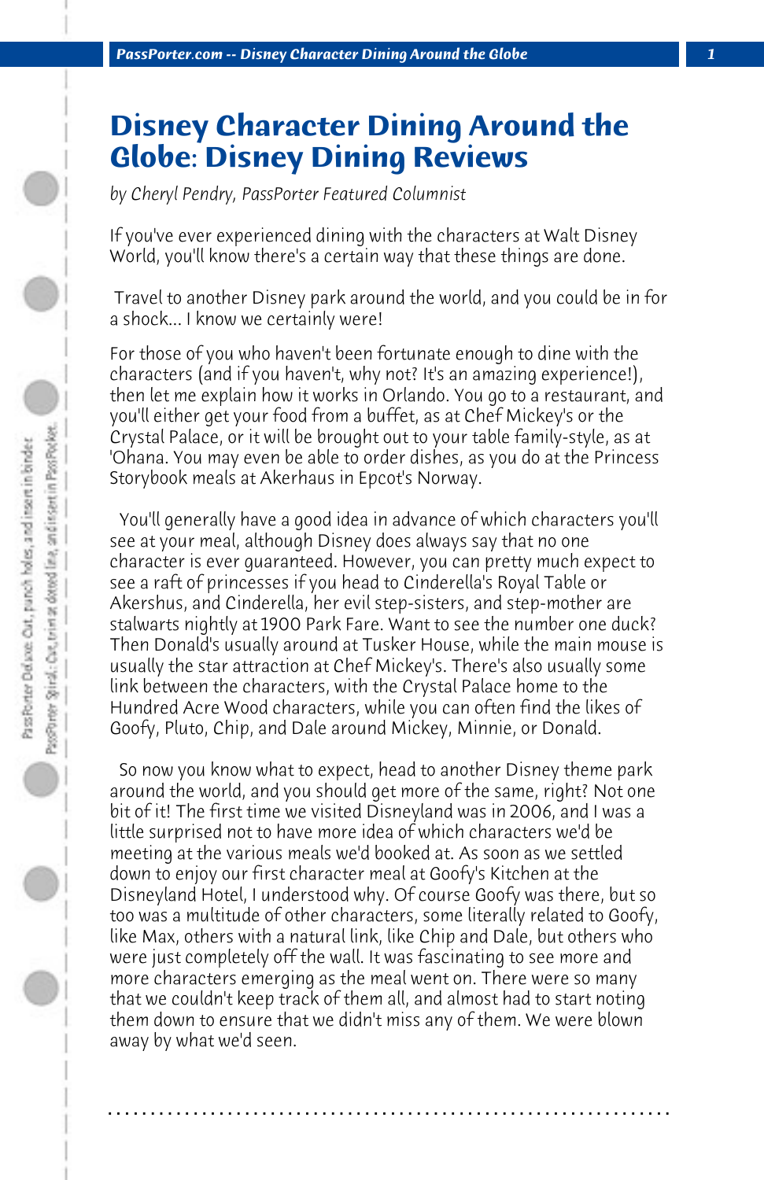# Disney Character Dining Around the Globe: Disney Dining Reviews

*by Cheryl Pendry, PassPorter Featured Columnist*

If you've ever experienced dining with the characters at Walt Disney World, you'll know there's a certain way that these things are done.

Travel to another Disney park around the world, and you could be in for a shock... I know we certainly were!

For those of you who haven't been fortunate enough to dine with the characters (and if you haven't, why not? It's an amazing experience!), then let me explain how it works in Orlando. You go to a restaurant, and you'll either get your food from a buffet, as at Chef Mickey's or the Crystal Palace, or it will be brought out to your table family-style, as at 'Ohana. You may even be able to order dishes, as you do at the Princess Storybook meals at Akerhaus in Epcot's Norway.

You'll generally have a good idea in advance of which characters you'll see at your meal, although Disney does always say that no one character is ever guaranteed. However, you can pretty much expect to see a raft of princesses if you head to Cinderella's Royal Table or Akershus, and Cinderella, her evil step-sisters, and step-mother are stalwarts nightly at 1900 Park Fare. Want to see the number one duck? Then Donald's usually around at Tusker House, while the main mouse is usually the star attraction at Chef Mickey's. There's also usually some link between the characters, with the Crystal Palace home to the Hundred Acre Wood characters, while you can often find the likes of Goofy, Pluto, Chip, and Dale around Mickey, Minnie, or Donald.

So now you know what to expect, head to another Disney theme park around the world, and you should get more of the same, right? Not one bit of it! The first time we visited Disneyland was in 2006, and I was a little surprised not to have more idea of which characters we'd be meeting at the various meals we'd booked at. As soon as we settled down to enjoy our first character meal at Goofy's Kitchen at the Disneyland Hotel, I understood why. Of course Goofy was there, but so too was a multitude of other characters, some literally related to Goofy, like Max, others with a natural link, like Chip and Dale, but others who were just completely off the wall. It was fascinating to see more and more characters emerging as the meal went on. There were so many that we couldn't keep track of them all, and almost had to start noting them down to ensure that we didn't miss any of them. We were blown away by what we'd seen.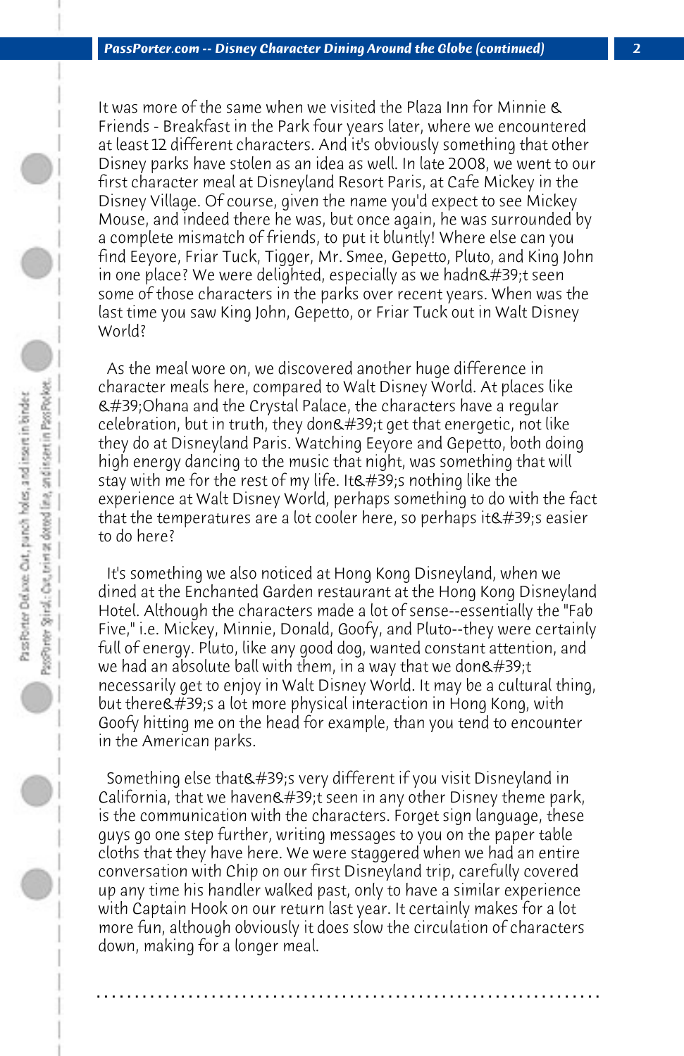It was more of the same when we visited the Plaza Inn for Minnie & Friends - Breakfast in the Park four years later, where we encountered at least 12 different characters. And it's obviously something that other Disney parks have stolen as an idea as well. In late 2008, we went to our first character meal at Disneyland Resort Paris, at Cafe Mickey in the Disney Village. Of course, given the name you'd expect to see Mickey Mouse, and indeed there he was, but once again, he was surrounded by a complete mismatch of friends, to put it bluntly! Where else can you find Eeyore, Friar Tuck, Tigger, Mr. Smee, Gepetto, Pluto, and King John in one place? We were delighted, especially as we hadn&#39;t seen some of those characters in the parks over recent years. When was the last time you saw King John, Gepetto, or Friar Tuck out in Walt Disney World?

As the meal wore on, we discovered another huge difference in character meals here, compared to Walt Disney World. At places like &#39;Ohana and the Crystal Palace, the characters have a regular celebration, but in truth, they don&#39;t get that energetic, not like they do at Disneyland Paris. Watching Eeyore and Gepetto, both doing high energy dancing to the music that night, was something that will stay with me for the rest of my life. It&#39;s nothing like the experience at Walt Disney World, perhaps something to do with the fact that the temperatures are a lot cooler here, so perhaps it&#39;s easier to do here?

It's something we also noticed at Hong Kong Disneyland, when we dined at the Enchanted Garden restaurant at the Hong Kong Disneyland Hotel. Although the characters made a lot of sense--essentially the "Fab Five," i.e. Mickey, Minnie, Donald, Goofy, and Pluto--they were certainly full of energy. Pluto, like any good dog, wanted constant attention, and we had an absolute ball with them, in a way that we don&#39;t necessarily get to enjoy in Walt Disney World. It may be a cultural thing, but there&#39;s a lot more physical interaction in Hong Kong, with Goofy hitting me on the head for example, than you tend to encounter in the American parks.

Something else that&#39;s very different if you visit Disneyland in California, that we haven&#39;t seen in any other Disney theme park, is the communication with the characters. Forget sign language, these guys go one step further, writing messages to you on the paper table cloths that they have here. We were staggered when we had an entire conversation with Chip on our first Disneyland trip, carefully covered up any time his handler walked past, only to have a similar experience with Captain Hook on our return last year. It certainly makes for a lot more fun, although obviously it does slow the circulation of characters down, making for a longer meal.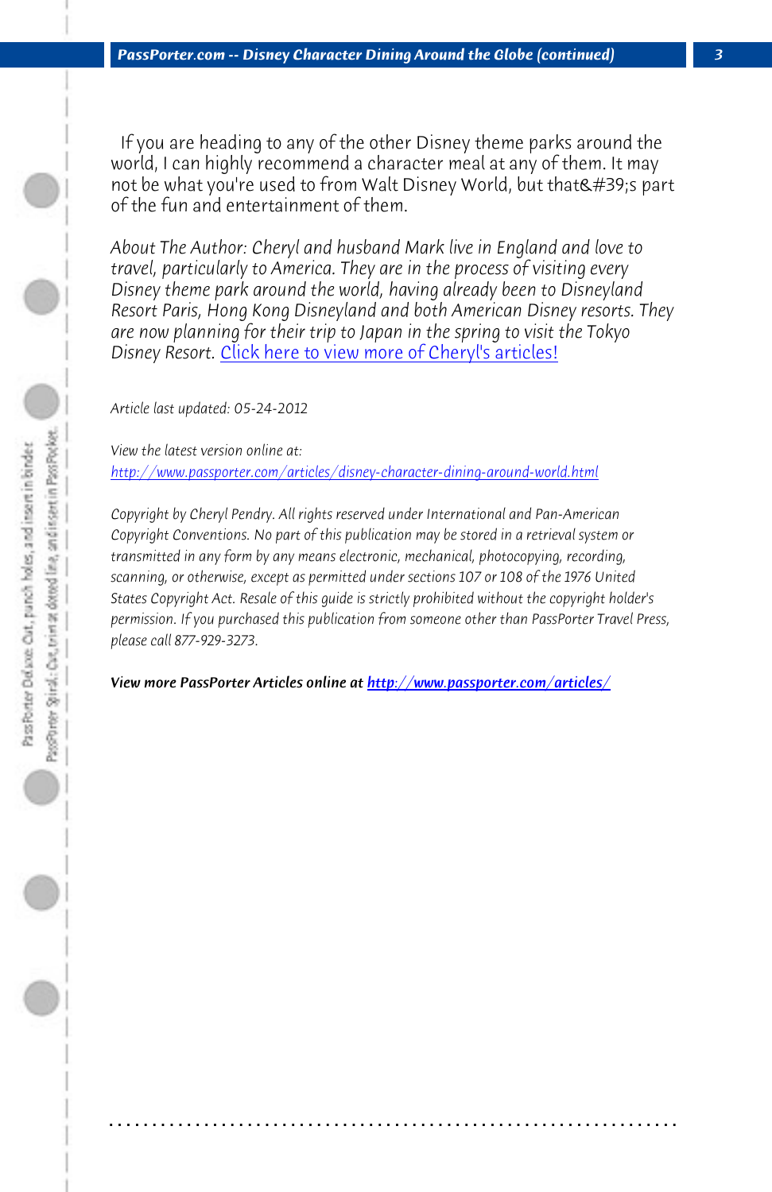If you are heading to any of the other Disney theme parks around the world, I can highly recommend a character meal at any of them. It may not be what you're used to from Walt Disney World, but that&#39;s part of the fun and entertainment of them.

*About The Author: Cheryl and husband Mark live in England and love to travel, particularly to America. They are in the process of visiting every Disney theme park around the world, having already been to Disneyland Resort Paris, Hong Kong Disneyland and both American Disney resorts. They are now planning for their trip to Japan in the spring to visit the Tokyo Disney Resort.* Click here to view more of Cheryl's articles!

*Article last updated: 05-24-2012*

*View the latest version online at:*
*http://www.passporter.com/articles/disney-character-dining-around-world.html*

*Copyright by Cheryl Pendry. All rights reserved under International and Pan-American Copyright Conventions. No part of this publication may be stored in a retrieval system or transmitted in any form by any means electronic, mechanical, photocopying, recording, scanning, or otherwise, except as permitted under sections 107 or 108 of the 1976 United States Copyright Act. Resale of this guide is strictly prohibited without the copyright holder's permission. If you purchased this publication from someone other than PassPorter Travel Press, please call 877-929-3273.*

***View more PassPorter Articles online at http://www.passporter.com/articles/***